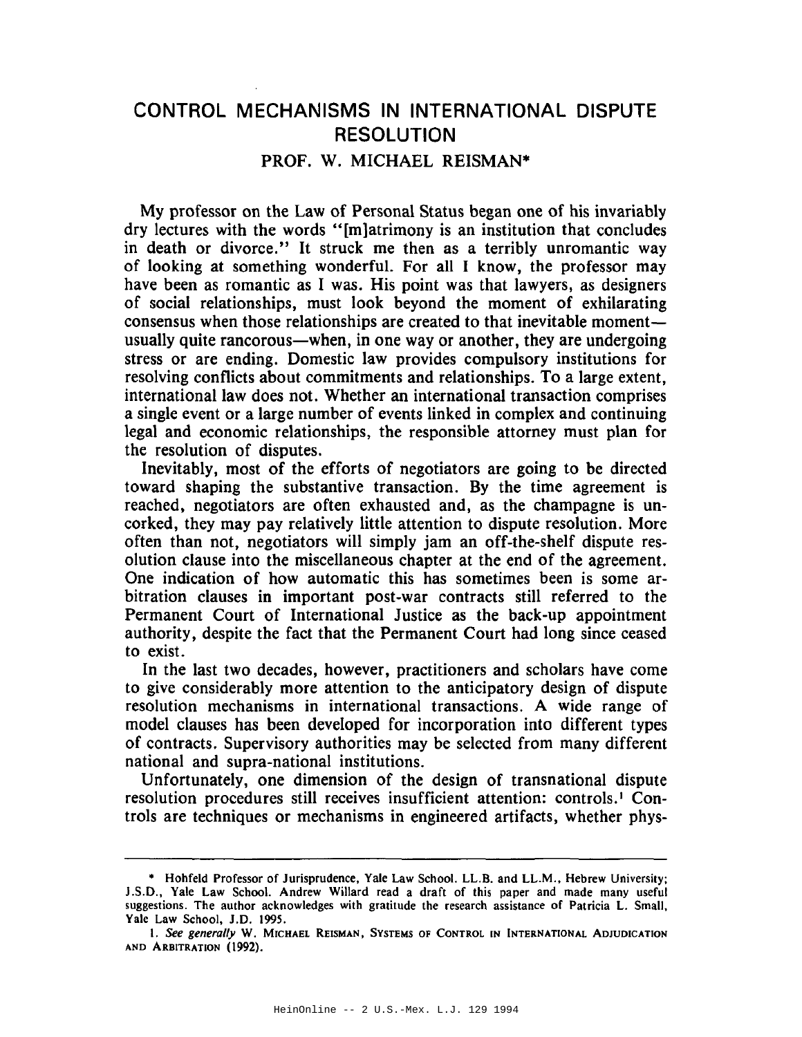# CONTROL MECHANISMS IN INTERNATIONAL DISPUTE RESOLUTION

PROF. W. MICHAEL REISMAN*

My professor on the Law of Personal Status began one of his invariably dry lectures with the words "[m]atrimony is an institution that concludes in death or divorce." It struck me then as a terribly unromantic way of looking at something wonderful. For all I know, the professor may have been as romantic as I was. His point was that lawyers, as designers of social relationships, must look beyond the moment of exhilarating consensus when those relationships are created to that inevitable moment—usually quite rancorous—when, in one way or another, they are undergoing stress or are ending. Domestic law provides compulsory institutions for resolving conflicts about commitments and relationships. To a large extent, international law does not. Whether an international transaction comprises a single event or a large number of events linked in complex and continuing legal and economic relationships, the responsible attorney must plan for the resolution of disputes.

Inevitably, most of the efforts of negotiators are going to be directed toward shaping the substantive transaction. By the time agreement is reached, negotiators are often exhausted and, as the champagne is uncorked, they may pay relatively little attention to dispute resolution. More often than not, negotiators will simply jam an off-the-shelf dispute resolution clause into the miscellaneous chapter at the end of the agreement. One indication of how automatic this has sometimes been is some arbitration clauses in important post-war contracts still referred to the Permanent Court of International Justice as the back-up appointment authority, despite the fact that the Permanent Court had long since ceased to exist.

In the last two decades, however, practitioners and scholars have come to give considerably more attention to the anticipatory design of dispute resolution mechanisms in international transactions. A wide range of model clauses has been developed for incorporation into different types of contracts. Supervisory authorities may be selected from many different national and supra-national institutions.

Unfortunately, one dimension of the design of transnational dispute resolution procedures still receives insufficient attention: controls.[1] Controls are techniques or mechanisms in engineered artifacts, whether phys-

---

\* Hohfeld Professor of Jurisprudence, Yale Law School. LL.B. and LL.M., Hebrew University; J.S.D., Yale Law School. Andrew Willard read a draft of this paper and made many useful suggestions. The author acknowledges with gratitude the research assistance of Patricia L. Small, Yale Law School, J.D. 1995.

1. *See generally* W. MICHAEL REISMAN, SYSTEMS OF CONTROL IN INTERNATIONAL ADJUDICATION AND ARBITRATION (1992).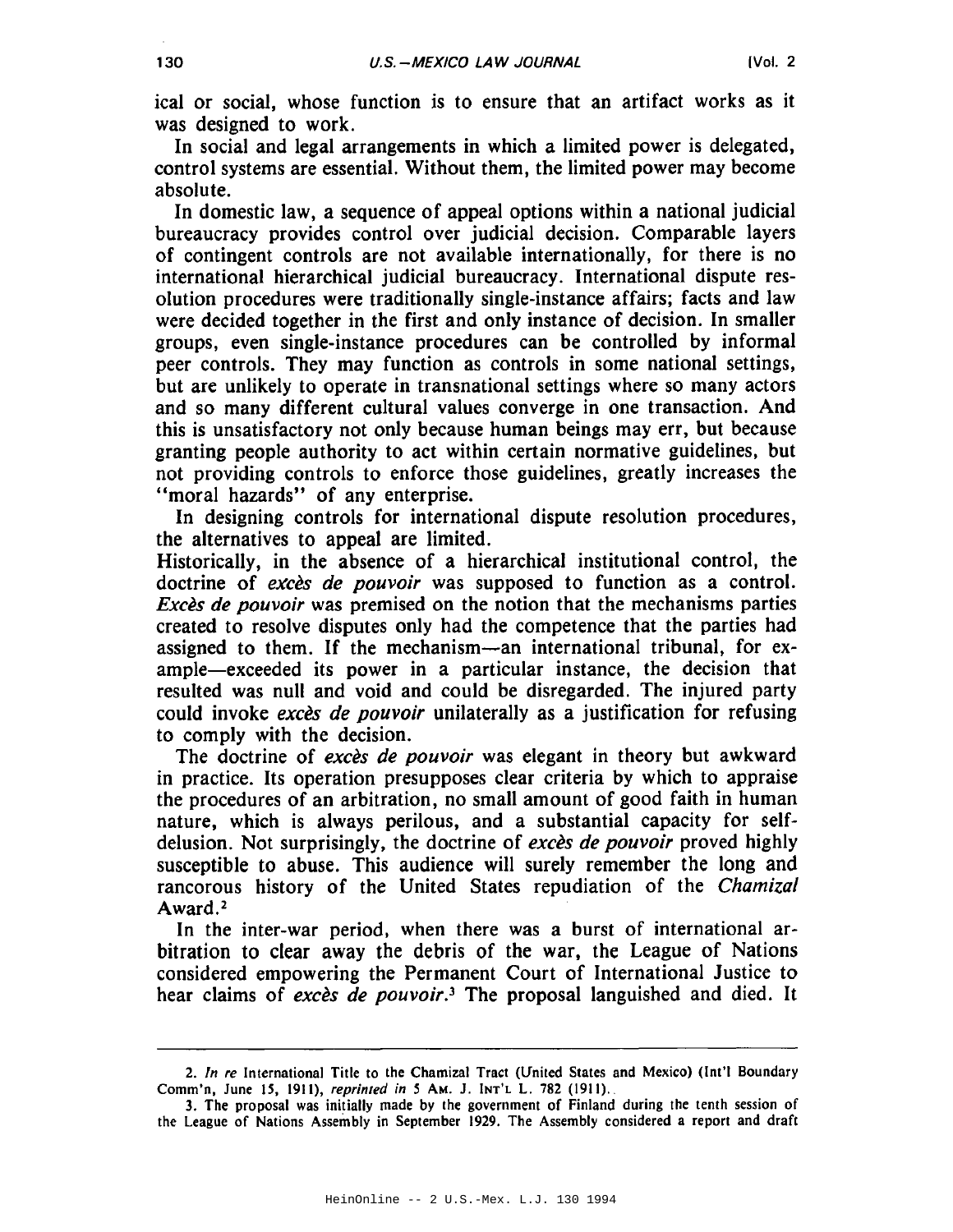ical or social, whose function is to ensure that an artifact works as it was designed to work.

In social and legal arrangements in which a limited power is delegated, control systems are essential. Without them, the limited power may become absolute.

In domestic law, a sequence of appeal options within a national judicial bureaucracy provides control over judicial decision. Comparable layers of contingent controls are not available internationally, for there is no international hierarchical judicial bureaucracy. International dispute resolution procedures were traditionally single-instance affairs; facts and law were decided together in the first and only instance of decision. In smaller groups, even single-instance procedures can be controlled by informal peer controls. They may function as controls in some national settings, but are unlikely to operate in transnational settings where so many actors and so many different cultural values converge in one transaction. And this is unsatisfactory not only because human beings may err, but because granting people authority to act within certain normative guidelines, but not providing controls to enforce those guidelines, greatly increases the "moral hazards" of any enterprise.

In designing controls for international dispute resolution procedures, the alternatives to appeal are limited.

Historically, in the absence of a hierarchical institutional control, the doctrine of *excès de pouvoir* was supposed to function as a control. *Excès de pouvoir* was premised on the notion that the mechanisms parties created to resolve disputes only had the competence that the parties had assigned to them. If the mechanism—an international tribunal, for example—exceeded its power in a particular instance, the decision that resulted was null and void and could be disregarded. The injured party could invoke *excès de pouvoir* unilaterally as a justification for refusing to comply with the decision.

The doctrine of *excès de pouvoir* was elegant in theory but awkward in practice. Its operation presupposes clear criteria by which to appraise the procedures of an arbitration, no small amount of good faith in human nature, which is always perilous, and a substantial capacity for self-delusion. Not surprisingly, the doctrine of *excès de pouvoir* proved highly susceptible to abuse. This audience will surely remember the long and rancorous history of the United States repudiation of the *Chamizal* Award.[2]

In the inter-war period, when there was a burst of international arbitration to clear away the debris of the war, the League of Nations considered empowering the Permanent Court of International Justice to hear claims of *excès de pouvoir*.[3] The proposal languished and died. It

---

2. *In re* International Title to the Chamizal Tract (United States and Mexico) (Int'l Boundary Comm'n, June 15, 1911), *reprinted in* 5 AM. J. INT'L L. 782 (1911).

3. The proposal was initially made by the government of Finland during the tenth session of the League of Nations Assembly in September 1929. The Assembly considered a report and draft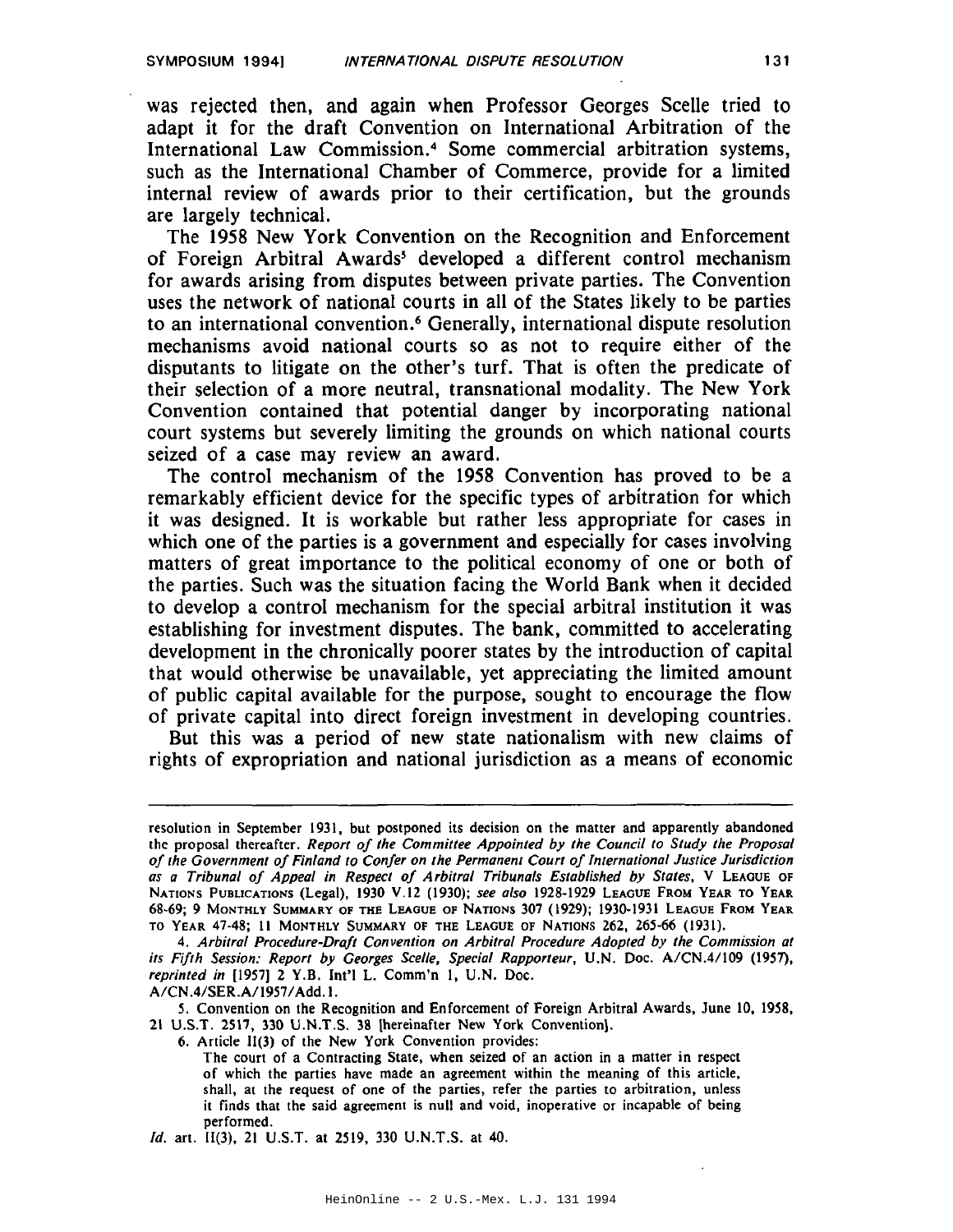was rejected then, and again when Professor Georges Scelle tried to adapt it for the draft Convention on International Arbitration of the International Law Commission.[4] Some commercial arbitration systems, such as the International Chamber of Commerce, provide for a limited internal review of awards prior to their certification, but the grounds are largely technical.

The 1958 New York Convention on the Recognition and Enforcement of Foreign Arbitral Awards[5] developed a different control mechanism for awards arising from disputes between private parties. The Convention uses the network of national courts in all of the States likely to be parties to an international convention.[6] Generally, international dispute resolution mechanisms avoid national courts so as not to require either of the disputants to litigate on the other's turf. That is often the predicate of their selection of a more neutral, transnational modality. The New York Convention contained that potential danger by incorporating national court systems but severely limiting the grounds on which national courts seized of a case may review an award.

The control mechanism of the 1958 Convention has proved to be a remarkably efficient device for the specific types of arbitration for which it was designed. It is workable but rather less appropriate for cases in which one of the parties is a government and especially for cases involving matters of great importance to the political economy of one or both of the parties. Such was the situation facing the World Bank when it decided to develop a control mechanism for the special arbitral institution it was establishing for investment disputes. The bank, committed to accelerating development in the chronically poorer states by the introduction of capital that would otherwise be unavailable, yet appreciating the limited amount of public capital available for the purpose, sought to encourage the flow of private capital into direct foreign investment in developing countries.

But this was a period of new state nationalism with new claims of rights of expropriation and national jurisdiction as a means of economic

---

resolution in September 1931, but postponed its decision on the matter and apparently abandoned the proposal thereafter. *Report of the Committee Appointed by the Council to Study the Proposal of the Government of Finland to Confer on the Permanent Court of International Justice Jurisdiction as a Tribunal of Appeal in Respect of Arbitral Tribunals Established by States*, V LEAGUE OF NATIONS PUBLICATIONS (Legal), 1930 V.12 (1930); *see also* 1928-1929 LEAGUE FROM YEAR TO YEAR 68-69; 9 MONTHLY SUMMARY OF THE LEAGUE OF NATIONS 307 (1929); 1930-1931 LEAGUE FROM YEAR TO YEAR 47-48; 11 MONTHLY SUMMARY OF THE LEAGUE OF NATIONS 262, 265-66 (1931).

4. *Arbitral Procedure-Draft Convention on Arbitral Procedure Adopted by the Commission at its Fifth Session: Report by Georges Scelle, Special Rapporteur*, U.N. Doc. A/CN.4/109 (1957), *reprinted in* [1957] 2 Y.B. Int'l L. Comm'n 1, U.N. Doc. A/CN.4/SER.A/1957/Add.1.

5. Convention on the Recognition and Enforcement of Foreign Arbitral Awards, June 10, 1958, 21 U.S.T. 2517, 330 U.N.T.S. 38 [hereinafter New York Convention].

6. Article II(3) of the New York Convention provides:

> The court of a Contracting State, when seized of an action in a matter in respect of which the parties have made an agreement within the meaning of this article, shall, at the request of one of the parties, refer the parties to arbitration, unless it finds that the said agreement is null and void, inoperative or incapable of being performed.

*Id.* art. II(3), 21 U.S.T. at 2519, 330 U.N.T.S. at 40.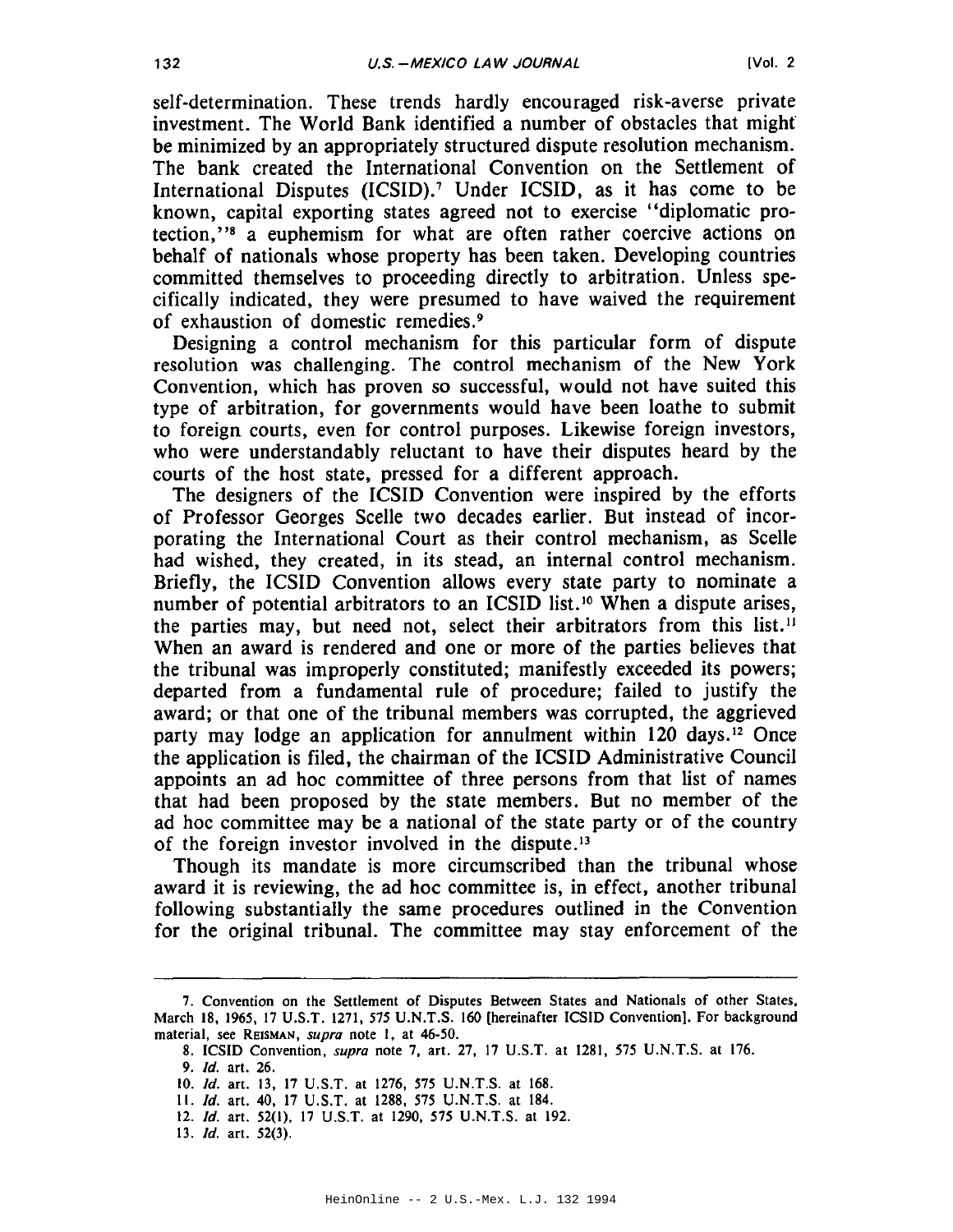self-determination. These trends hardly encouraged risk-averse private investment. The World Bank identified a number of obstacles that might be minimized by an appropriately structured dispute resolution mechanism. The bank created the International Convention on the Settlement of International Disputes (ICSID).[7] Under ICSID, as it has come to be known, capital exporting states agreed not to exercise "diplomatic protection,"[8] a euphemism for what are often rather coercive actions on behalf of nationals whose property has been taken. Developing countries committed themselves to proceeding directly to arbitration. Unless specifically indicated, they were presumed to have waived the requirement of exhaustion of domestic remedies.[9]

Designing a control mechanism for this particular form of dispute resolution was challenging. The control mechanism of the New York Convention, which has proven so successful, would not have suited this type of arbitration, for governments would have been loathe to submit to foreign courts, even for control purposes. Likewise foreign investors, who were understandably reluctant to have their disputes heard by the courts of the host state, pressed for a different approach.

The designers of the ICSID Convention were inspired by the efforts of Professor Georges Scelle two decades earlier. But instead of incorporating the International Court as their control mechanism, as Scelle had wished, they created, in its stead, an internal control mechanism. Briefly, the ICSID Convention allows every state party to nominate a number of potential arbitrators to an ICSID list.[10] When a dispute arises, the parties may, but need not, select their arbitrators from this list.[11] When an award is rendered and one or more of the parties believes that the tribunal was improperly constituted; manifestly exceeded its powers; departed from a fundamental rule of procedure; failed to justify the award; or that one of the tribunal members was corrupted, the aggrieved party may lodge an application for annulment within 120 days.[12] Once the application is filed, the chairman of the ICSID Administrative Council appoints an ad hoc committee of three persons from that list of names that had been proposed by the state members. But no member of the ad hoc committee may be a national of the state party or of the country of the foreign investor involved in the dispute.[13]

Though its mandate is more circumscribed than the tribunal whose award it is reviewing, the ad hoc committee is, in effect, another tribunal following substantially the same procedures outlined in the Convention for the original tribunal. The committee may stay enforcement of the

---

7. Convention on the Settlement of Disputes Between States and Nationals of other States, March 18, 1965, 17 U.S.T. 1271, 575 U.N.T.S. 160 [hereinafter ICSID Convention]. For background material, see REISMAN, *supra* note 1, at 46-50.

8. ICSID Convention, *supra* note 7, art. 27, 17 U.S.T. at 1281, 575 U.N.T.S. at 176.

9. *Id.* art. 26.

10. *Id.* art. 13, 17 U.S.T. at 1276, 575 U.N.T.S. at 168.

11. *Id.* art. 40, 17 U.S.T. at 1288, 575 U.N.T.S. at 184.

12. *Id.* art. 52(1), 17 U.S.T. at 1290, 575 U.N.T.S. at 192.

13. *Id.* art. 52(3).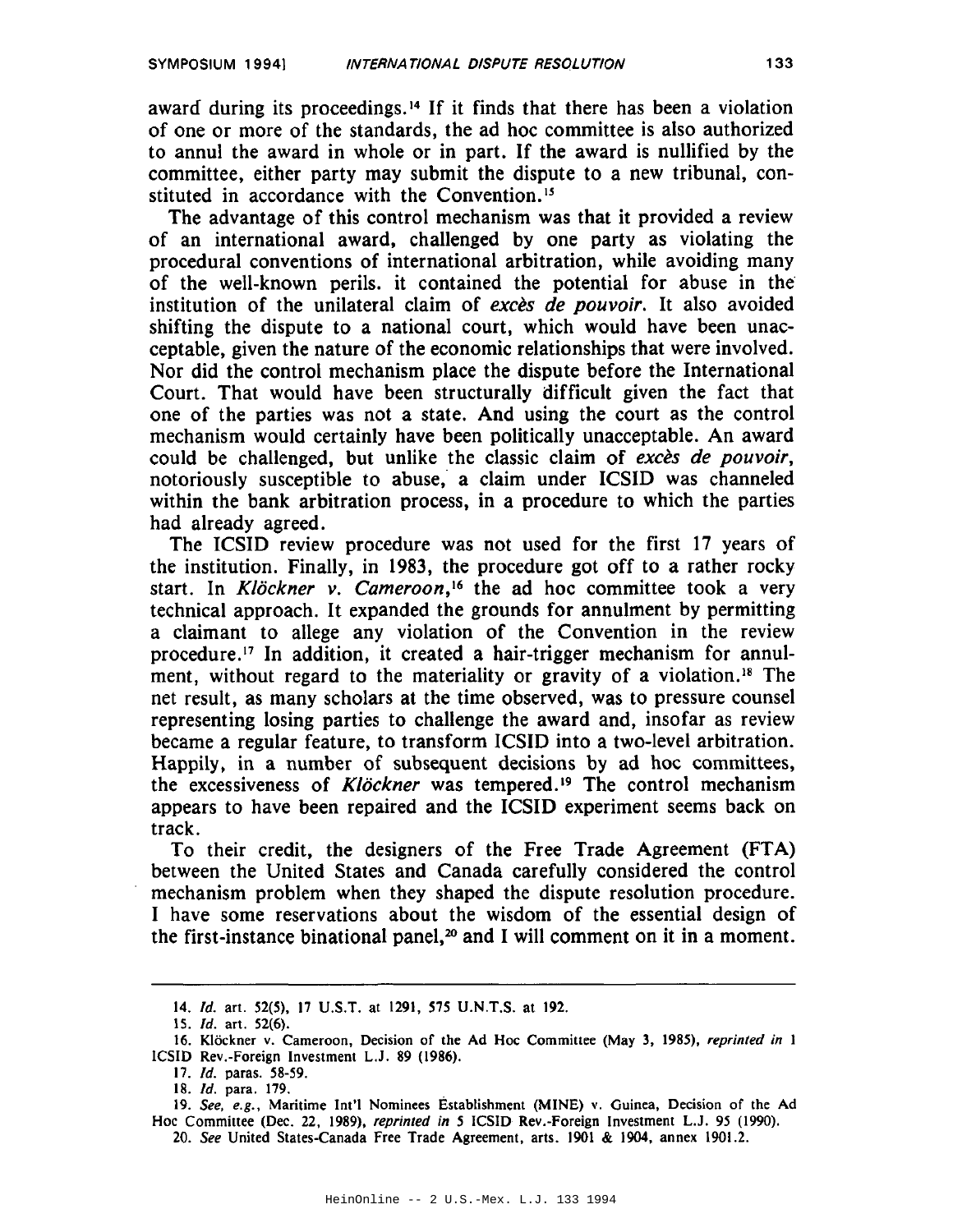award during its proceedings.[14] If it finds that there has been a violation of one or more of the standards, the ad hoc committee is also authorized to annul the award in whole or in part. If the award is nullified by the committee, either party may submit the dispute to a new tribunal, constituted in accordance with the Convention.[15]

The advantage of this control mechanism was that it provided a review of an international award, challenged by one party as violating the procedural conventions of international arbitration, while avoiding many of the well-known perils. it contained the potential for abuse in the institution of the unilateral claim of *excès de pouvoir*. It also avoided shifting the dispute to a national court, which would have been unacceptable, given the nature of the economic relationships that were involved. Nor did the control mechanism place the dispute before the International Court. That would have been structurally difficult given the fact that one of the parties was not a state. And using the court as the control mechanism would certainly have been politically unacceptable. An award could be challenged, but unlike the classic claim of *excès de pouvoir*, notoriously susceptible to abuse, a claim under ICSID was channeled within the bank arbitration process, in a procedure to which the parties had already agreed.

The ICSID review procedure was not used for the first 17 years of the institution. Finally, in 1983, the procedure got off to a rather rocky start. In *Klöckner v. Cameroon*,[16] the ad hoc committee took a very technical approach. It expanded the grounds for annulment by permitting a claimant to allege any violation of the Convention in the review procedure.[17] In addition, it created a hair-trigger mechanism for annulment, without regard to the materiality or gravity of a violation.[18] The net result, as many scholars at the time observed, was to pressure counsel representing losing parties to challenge the award and, insofar as review became a regular feature, to transform ICSID into a two-level arbitration. Happily, in a number of subsequent decisions by ad hoc committees, the excessiveness of *Klöckner* was tempered.[19] The control mechanism appears to have been repaired and the ICSID experiment seems back on track.

To their credit, the designers of the Free Trade Agreement (FTA) between the United States and Canada carefully considered the control mechanism problem when they shaped the dispute resolution procedure. I have some reservations about the wisdom of the essential design of the first-instance binational panel,[20] and I will comment on it in a moment.

---

14. *Id.* art. 52(5), 17 U.S.T. at 1291, 575 U.N.T.S. at 192.

15. *Id.* art. 52(6).

16. Klöckner v. Cameroon, Decision of the Ad Hoc Committee (May 3, 1985), *reprinted in* 1 ICSID Rev.-Foreign Investment L.J. 89 (1986).

17. *Id.* paras. 58-59.

18. *Id.* para. 179.

19. *See, e.g.*, Maritime Int'l Nominees Establishment (MINE) v. Guinea, Decision of the Ad Hoc Committee (Dec. 22, 1989), *reprinted in* 5 ICSID Rev.-Foreign Investment L.J. 95 (1990).

20. *See* United States-Canada Free Trade Agreement, arts. 1901 & 1904, annex 1901.2.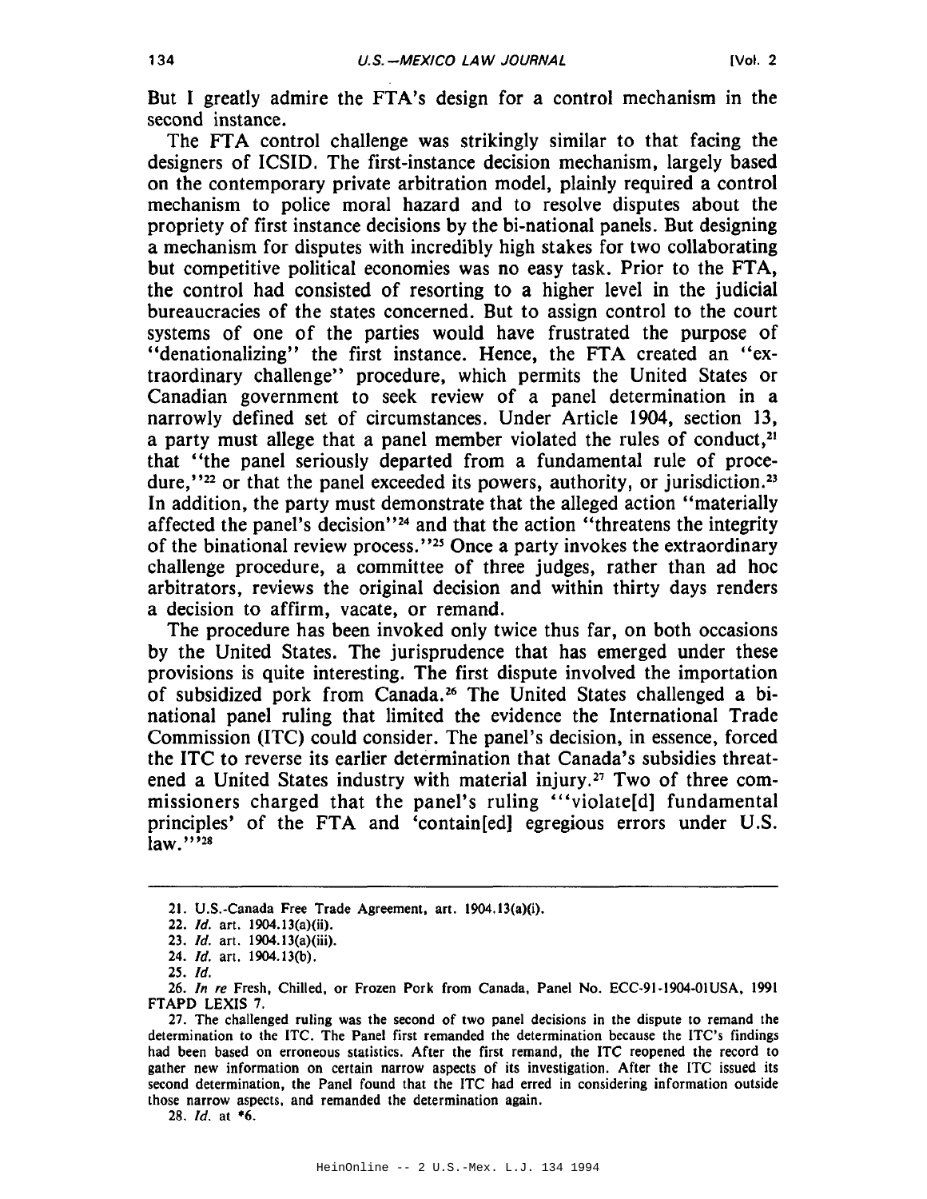But I greatly admire the FTA's design for a control mechanism in the second instance.

The FTA control challenge was strikingly similar to that facing the designers of ICSID. The first-instance decision mechanism, largely based on the contemporary private arbitration model, plainly required a control mechanism to police moral hazard and to resolve disputes about the propriety of first instance decisions by the bi-national panels. But designing a mechanism for disputes with incredibly high stakes for two collaborating but competitive political economies was no easy task. Prior to the FTA, the control had consisted of resorting to a higher level in the judicial bureaucracies of the states concerned. But to assign control to the court systems of one of the parties would have frustrated the purpose of "denationalizing" the first instance. Hence, the FTA created an "extraordinary challenge" procedure, which permits the United States or Canadian government to seek review of a panel determination in a narrowly defined set of circumstances. Under Article 1904, section 13, a party must allege that a panel member violated the rules of conduct,[21] that "the panel seriously departed from a fundamental rule of procedure,"[22] or that the panel exceeded its powers, authority, or jurisdiction.[23] In addition, the party must demonstrate that the alleged action "materially affected the panel's decision"[24] and that the action "threatens the integrity of the binational review process."[25] Once a party invokes the extraordinary challenge procedure, a committee of three judges, rather than ad hoc arbitrators, reviews the original decision and within thirty days renders a decision to affirm, vacate, or remand.

The procedure has been invoked only twice thus far, on both occasions by the United States. The jurisprudence that has emerged under these provisions is quite interesting. The first dispute involved the importation of subsidized pork from Canada.[26] The United States challenged a binational panel ruling that limited the evidence the International Trade Commission (ITC) could consider. The panel's decision, in essence, forced the ITC to reverse its earlier determination that Canada's subsidies threatened a United States industry with material injury.[27] Two of three commissioners charged that the panel's ruling "'violate[d] fundamental principles' of the FTA and 'contain[ed] egregious errors under U.S. law.'"[28]

---

21. U.S.-Canada Free Trade Agreement, art. 1904.13(a)(i).

22. *Id.* art. 1904.13(a)(ii).

23. *Id.* art. 1904.13(a)(iii).

24. *Id.* art. 1904.13(b).

25. *Id.*

26. *In re* Fresh, Chilled, or Frozen Pork from Canada, Panel No. ECC-91-1904-01USA, 1991 FTAPD LEXIS 7.

27. The challenged ruling was the second of two panel decisions in the dispute to remand the determination to the ITC. The Panel first remanded the determination because the ITC's findings had been based on erroneous statistics. After the first remand, the ITC reopened the record to gather new information on certain narrow aspects of its investigation. After the ITC issued its second determination, the Panel found that the ITC had erred in considering information outside those narrow aspects, and remanded the determination again.

28. *Id.* at *6.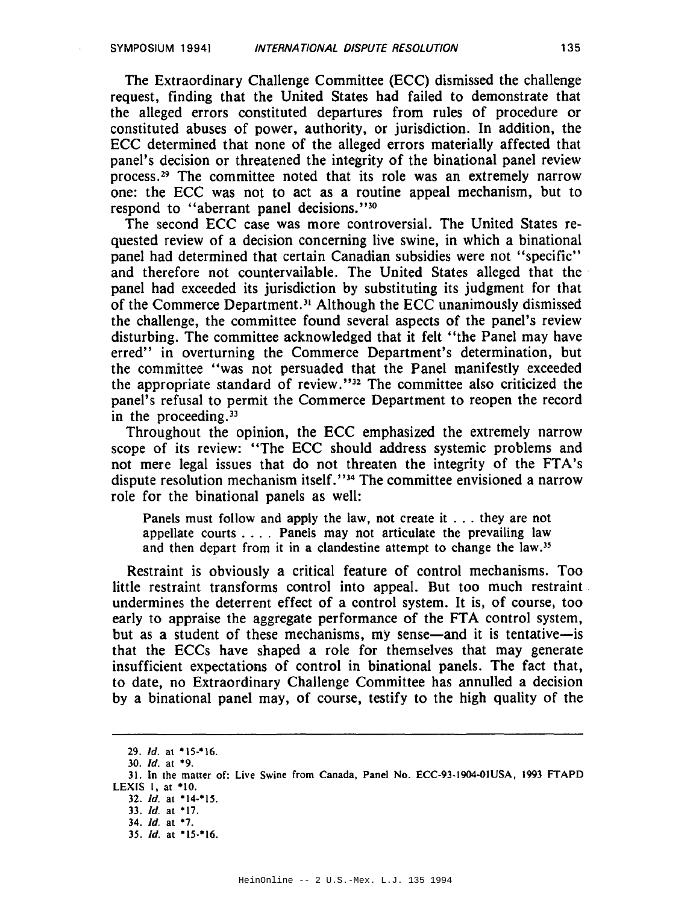The Extraordinary Challenge Committee (ECC) dismissed the challenge request, finding that the United States had failed to demonstrate that the alleged errors constituted departures from rules of procedure or constituted abuses of power, authority, or jurisdiction. In addition, the ECC determined that none of the alleged errors materially affected that panel's decision or threatened the integrity of the binational panel review process.[29] The committee noted that its role was an extremely narrow one: the ECC was not to act as a routine appeal mechanism, but to respond to "aberrant panel decisions."[30]

The second ECC case was more controversial. The United States requested review of a decision concerning live swine, in which a binational panel had determined that certain Canadian subsidies were not "specific" and therefore not countervailable. The United States alleged that the panel had exceeded its jurisdiction by substituting its judgment for that of the Commerce Department.[31] Although the ECC unanimously dismissed the challenge, the committee found several aspects of the panel's review disturbing. The committee acknowledged that it felt "the Panel may have erred" in overturning the Commerce Department's determination, but the committee "was not persuaded that the Panel manifestly exceeded the appropriate standard of review."[32] The committee also criticized the panel's refusal to permit the Commerce Department to reopen the record in the proceeding.[33]

Throughout the opinion, the ECC emphasized the extremely narrow scope of its review: "The ECC should address systemic problems and not mere legal issues that do not threaten the integrity of the FTA's dispute resolution mechanism itself."[34] The committee envisioned a narrow role for the binational panels as well:

> Panels must follow and apply the law, not create it . . . they are not appellate courts . . . . Panels may not articulate the prevailing law and then depart from it in a clandestine attempt to change the law.[35]

Restraint is obviously a critical feature of control mechanisms. Too little restraint transforms control into appeal. But too much restraint undermines the deterrent effect of a control system. It is, of course, too early to appraise the aggregate performance of the FTA control system, but as a student of these mechanisms, my sense—and it is tentative—is that the ECCs have shaped a role for themselves that may generate insufficient expectations of control in binational panels. The fact that, to date, no Extraordinary Challenge Committee has annulled a decision by a binational panel may, of course, testify to the high quality of the

---

29. *Id.* at *15-*16.

30. *Id.* at *9.

31. In the matter of: Live Swine from Canada, Panel No. ECC-93-1904-01USA, 1993 FTAPD LEXIS 1, at *10.

32. *Id.* at *14-*15.

33. *Id.* at *17.

34. *Id.* at *7.

35. *Id.* at *15-*16.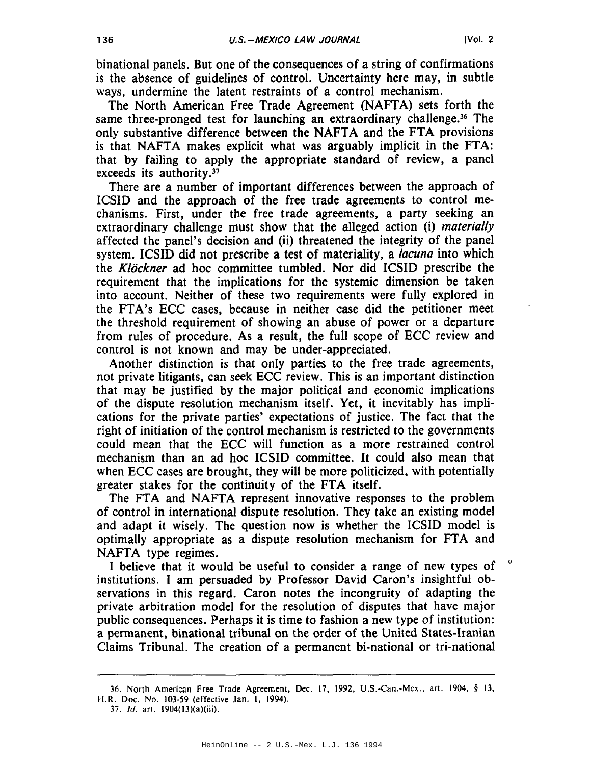binational panels. But one of the consequences of a string of confirmations is the absence of guidelines of control. Uncertainty here may, in subtle ways, undermine the latent restraints of a control mechanism.

The North American Free Trade Agreement (NAFTA) sets forth the same three-pronged test for launching an extraordinary challenge.[36] The only substantive difference between the NAFTA and the FTA provisions is that NAFTA makes explicit what was arguably implicit in the FTA: that by failing to apply the appropriate standard of review, a panel exceeds its authority.[37]

There are a number of important differences between the approach of ICSID and the approach of the free trade agreements to control mechanisms. First, under the free trade agreements, a party seeking an extraordinary challenge must show that the alleged action (i) *materially* affected the panel's decision and (ii) threatened the integrity of the panel system. ICSID did not prescribe a test of materiality, a *lacuna* into which the *Klöckner* ad hoc committee tumbled. Nor did ICSID prescribe the requirement that the implications for the systemic dimension be taken into account. Neither of these two requirements were fully explored in the FTA's ECC cases, because in neither case did the petitioner meet the threshold requirement of showing an abuse of power or a departure from rules of procedure. As a result, the full scope of ECC review and control is not known and may be under-appreciated.

Another distinction is that only parties to the free trade agreements, not private litigants, can seek ECC review. This is an important distinction that may be justified by the major political and economic implications of the dispute resolution mechanism itself. Yet, it inevitably has implications for the private parties' expectations of justice. The fact that the right of initiation of the control mechanism is restricted to the governments could mean that the ECC will function as a more restrained control mechanism than an ad hoc ICSID committee. It could also mean that when ECC cases are brought, they will be more politicized, with potentially greater stakes for the continuity of the FTA itself.

The FTA and NAFTA represent innovative responses to the problem of control in international dispute resolution. They take an existing model and adapt it wisely. The question now is whether the ICSID model is optimally appropriate as a dispute resolution mechanism for FTA and NAFTA type regimes.

I believe that it would be useful to consider a range of new types of institutions. I am persuaded by Professor David Caron's insightful observations in this regard. Caron notes the incongruity of adapting the private arbitration model for the resolution of disputes that have major public consequences. Perhaps it is time to fashion a new type of institution: a permanent, binational tribunal on the order of the United States-Iranian Claims Tribunal. The creation of a permanent bi-national or tri-national

---

36. North American Free Trade Agreement, Dec. 17, 1992, U.S.-Can.-Mex., art. 1904, § 13, H.R. Doc. No. 103-59 (effective Jan. 1, 1994).

37. *Id.* art. 1904(13)(a)(iii).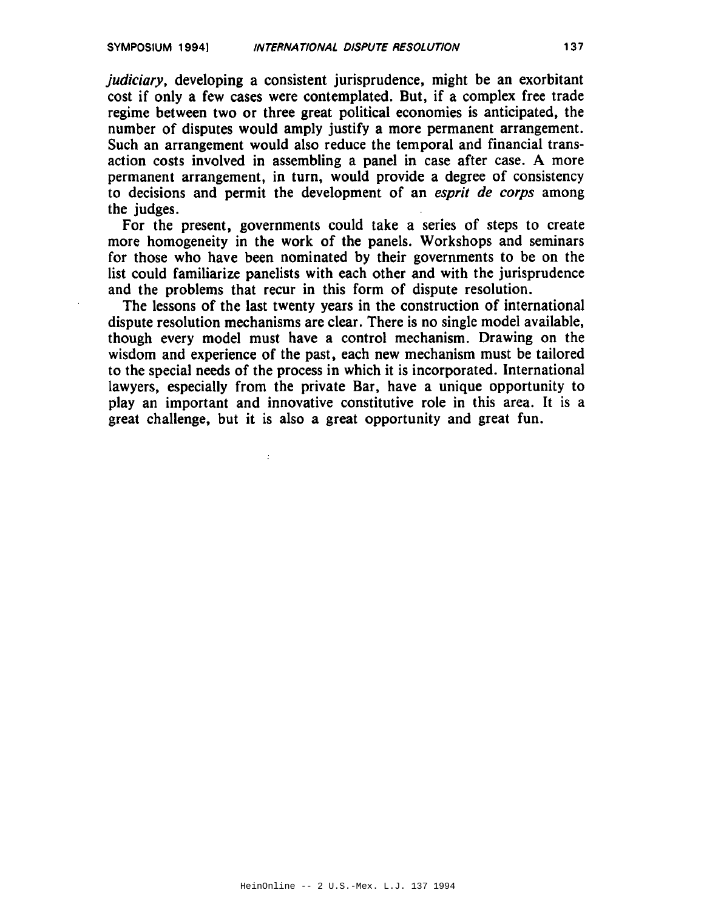*judiciary*, developing a consistent jurisprudence, might be an exorbitant cost if only a few cases were contemplated. But, if a complex free trade regime between two or three great political economies is anticipated, the number of disputes would amply justify a more permanent arrangement. Such an arrangement would also reduce the temporal and financial transaction costs involved in assembling a panel in case after case. A more permanent arrangement, in turn, would provide a degree of consistency to decisions and permit the development of an *esprit de corps* among the judges.

For the present, governments could take a series of steps to create more homogeneity in the work of the panels. Workshops and seminars for those who have been nominated by their governments to be on the list could familiarize panelists with each other and with the jurisprudence and the problems that recur in this form of dispute resolution.

The lessons of the last twenty years in the construction of international dispute resolution mechanisms are clear. There is no single model available, though every model must have a control mechanism. Drawing on the wisdom and experience of the past, each new mechanism must be tailored to the special needs of the process in which it is incorporated. International lawyers, especially from the private Bar, have a unique opportunity to play an important and innovative constitutive role in this area. It is a great challenge, but it is also a great opportunity and great fun.